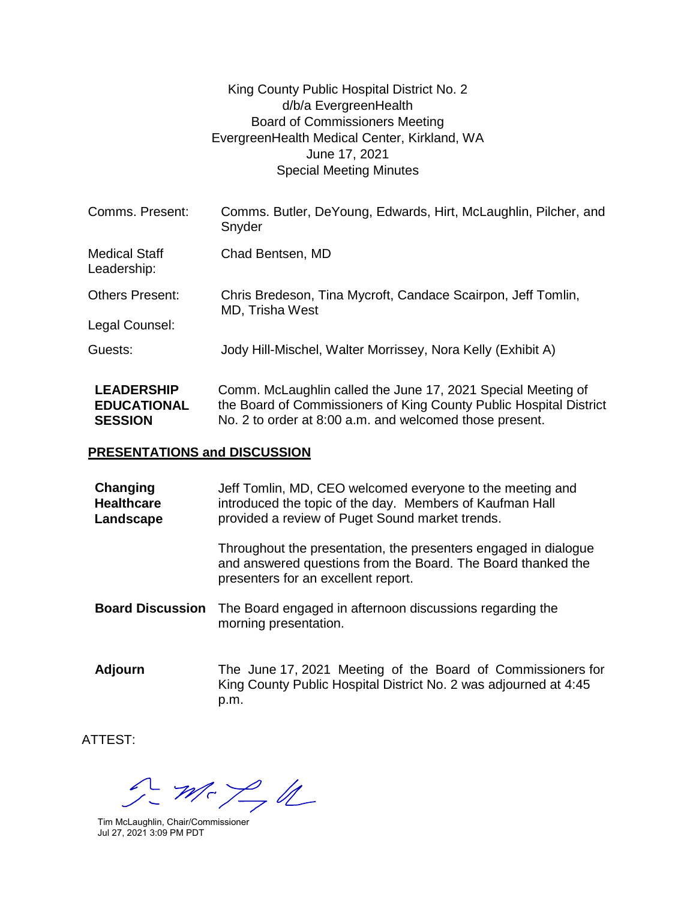King County Public Hospital District No. 2
d/b/a EvergreenHealth
Board of Commissioners Meeting
EvergreenHealth Medical Center, Kirkland, WA
June 17, 2021
Special Meeting Minutes

| | |
|---|---|
| Comms. Present: | Comms. Butler, DeYoung, Edwards, Hirt, McLaughlin, Pilcher, and Snyder |
| Medical Staff Leadership: | Chad Bentsen, MD |
| Others Present: | Chris Bredeson, Tina Mycroft, Candace Scairpon, Jeff Tomlin, MD, Trisha West |
| Legal Counsel: | |
| Guests: | Jody Hill-Mischel, Walter Morrissey, Nora Kelly (Exhibit A) |

**LEADERSHIP EDUCATIONAL SESSION**

Comm. McLaughlin called the June 17, 2021 Special Meeting of the Board of Commissioners of King County Public Hospital District No. 2 to order at 8:00 a.m. and welcomed those present.

## PRESENTATIONS and DISCUSSION

**Changing Healthcare Landscape**

Jeff Tomlin, MD, CEO welcomed everyone to the meeting and introduced the topic of the day. Members of Kaufman Hall provided a review of Puget Sound market trends.

Throughout the presentation, the presenters engaged in dialogue and answered questions from the Board. The Board thanked the presenters for an excellent report.

**Board Discussion**

The Board engaged in afternoon discussions regarding the morning presentation.

**Adjourn**

The June 17, 2021 Meeting of the Board of Commissioners for King County Public Hospital District No. 2 was adjourned at 4:45 p.m.

ATTEST:

Tim McLaughlin, Chair/Commissioner
Jul 27, 2021 3:09 PM PDT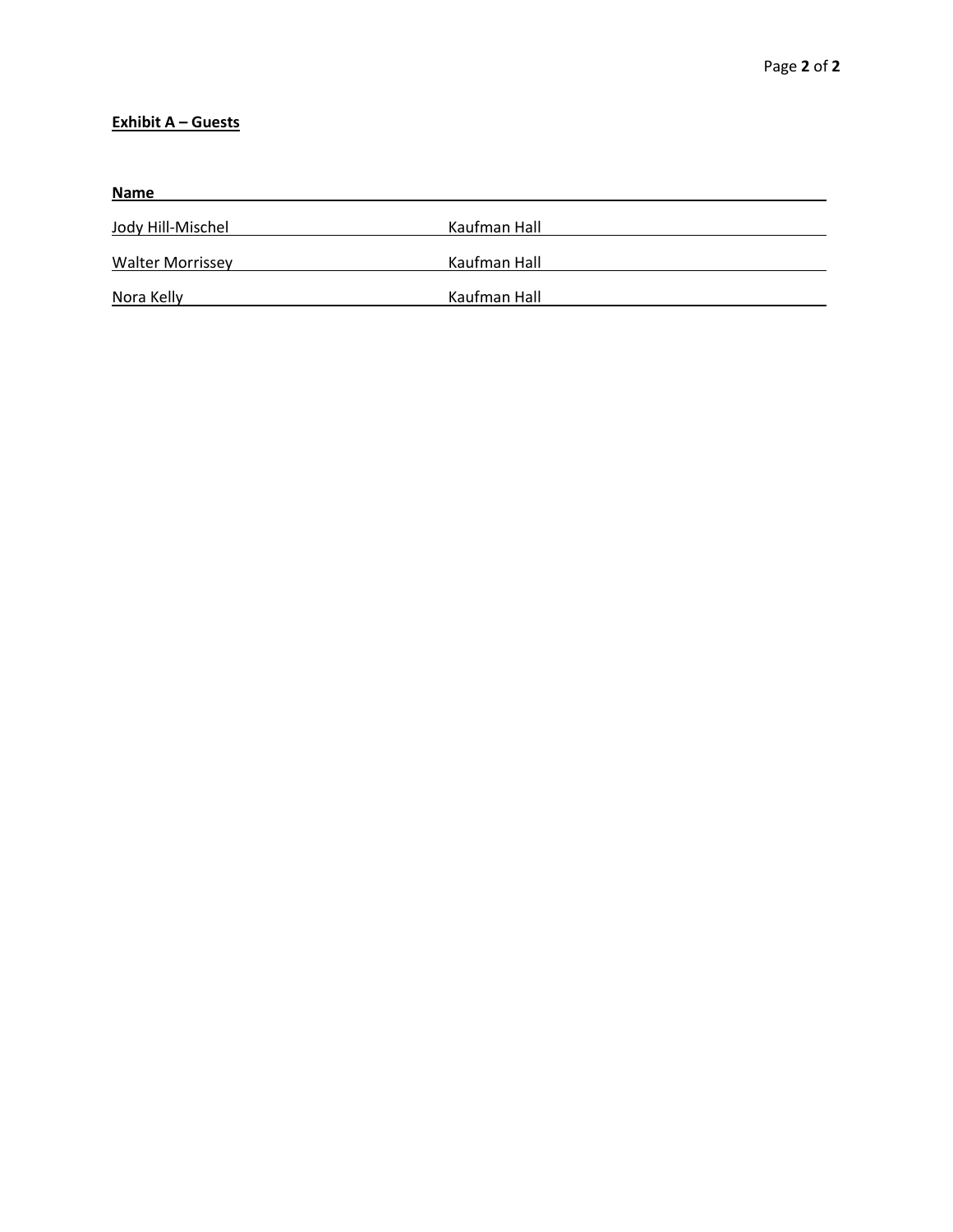**Exhibit A – Guests**

| Name | |
|---|---|
| Jody Hill-Mischel | Kaufman Hall |
| Walter Morrissey | Kaufman Hall |
| Nora Kelly | Kaufman Hall |